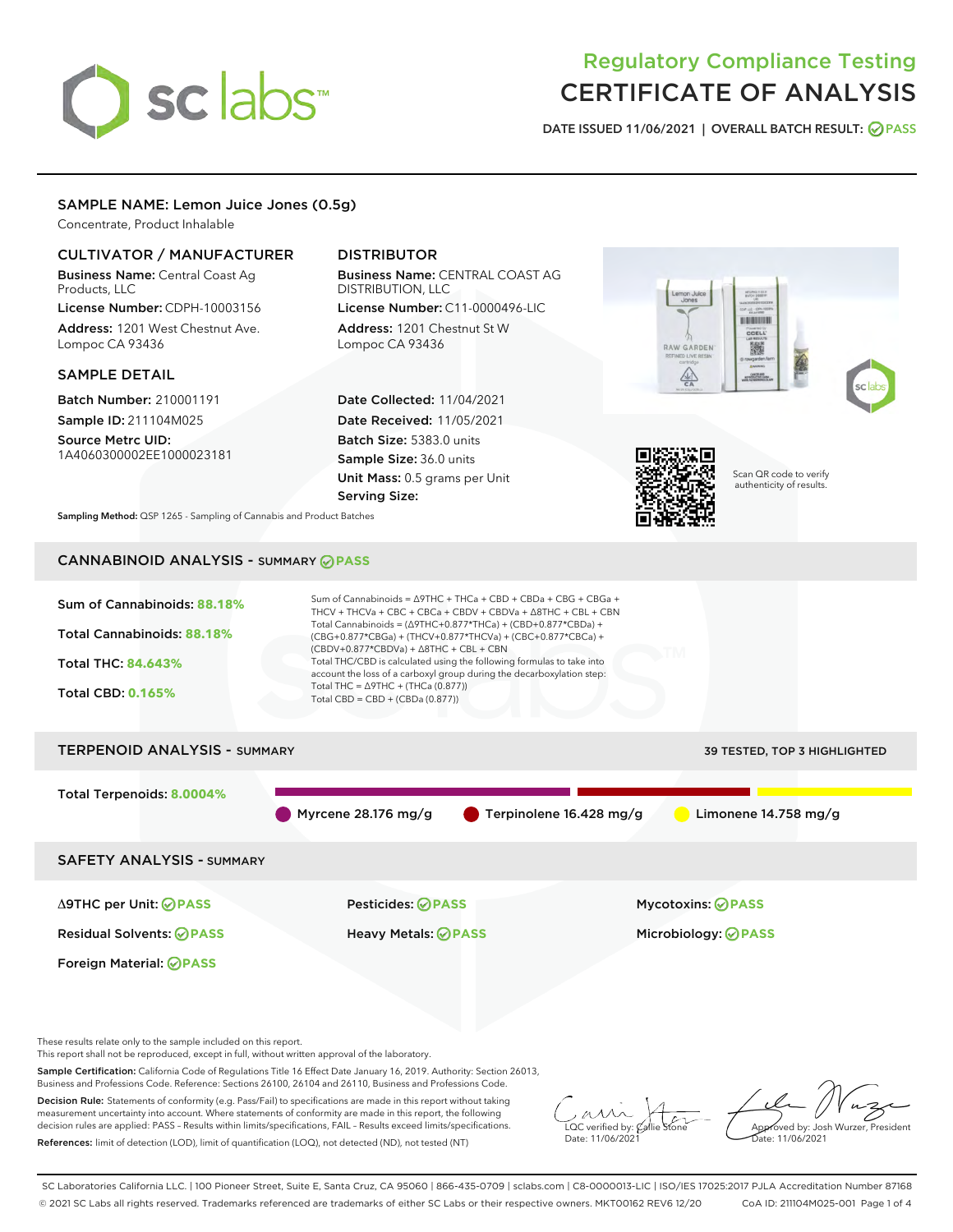# Regulatory Compliance Testing
# CERTIFICATE OF ANALYSIS

DATE ISSUED 11/06/2021 | OVERALL BATCH RESULT: PASS

## SAMPLE NAME: Lemon Juice Jones (0.5g)

Concentrate, Product Inhalable

### CULTIVATOR / MANUFACTURER

**Business Name:** Central Coast Ag Products, LLC

**License Number:** CDPH-10003156

**Address:** 1201 West Chestnut Ave. Lompoc CA 93436

### DISTRIBUTOR

**Business Name:** CENTRAL COAST AG DISTRIBUTION, LLC

**License Number:** C11-0000496-LIC

**Address:** 1201 Chestnut St W Lompoc CA 93436

### SAMPLE DETAIL

**Batch Number:** 210001191

**Sample ID:** 211104M025

**Source Metrc UID:** 1A4060300002EE1000023181

**Date Collected:** 11/04/2021

**Date Received:** 11/05/2021

**Batch Size:** 5383.0 units

**Sample Size:** 36.0 units

**Unit Mass:** 0.5 grams per Unit

**Serving Size:**

Scan QR code to verify authenticity of results.

**Sampling Method:** QSP 1265 - Sampling of Cannabis and Product Batches

## CANNABINOID ANALYSIS - SUMMARY PASS

Sum of Cannabinoids: **88.18%**

Total Cannabinoids: **88.18%**

Total THC: **84.643%**

Total CBD: **0.165%**

Sum of Cannabinoids = Δ9THC + THCa + CBD + CBDa + CBG + CBGa + THCV + THCVa + CBC + CBCa + CBDV + CBDVa + Δ8THC + CBL + CBN

Total Cannabinoids = (Δ9THC+0.877*THCa) + (CBD+0.877*CBDa) + (CBG+0.877*CBGa) + (THCV+0.877*THCVa) + (CBC+0.877*CBCa) + (CBDV+0.877*CBDVa) + Δ8THC + CBL + CBN

Total THC/CBD is calculated using the following formulas to take into account the loss of a carboxyl group during the decarboxylation step:

Total THC = Δ9THC + (THCa (0.877))

Total CBD = CBD + (CBDa (0.877))

## TERPENOID ANALYSIS - SUMMARY

39 TESTED, TOP 3 HIGHLIGHTED

Total Terpenoids: **8.0004%**

Myrcene 28.176 mg/g | Terpinolene 16.428 mg/g | Limonene 14.758 mg/g

## SAFETY ANALYSIS - SUMMARY

| | | |
|---|---|---|
| Δ9THC per Unit: PASS | Pesticides: PASS | Mycotoxins: PASS |
| Residual Solvents: PASS | Heavy Metals: PASS | Microbiology: PASS |
| Foreign Material: PASS | | |

These results relate only to the sample included on this report.
This report shall not be reproduced, except in full, without written approval of the laboratory.

**Sample Certification:** California Code of Regulations Title 16 Effect Date January 16, 2019. Authority: Section 26013, Business and Professions Code. Reference: Sections 26100, 26104 and 26110, Business and Professions Code.

**Decision Rule:** Statements of conformity (e.g. Pass/Fail) to specifications are made in this report without taking measurement uncertainty into account. Where statements of conformity are made in this report, the following decision rules are applied: PASS – Results within limits/specifications, FAIL – Results exceed limits/specifications.

**References:** limit of detection (LOD), limit of quantification (LOQ), not detected (ND), not tested (NT)

LQC verified by: Callie Stone
Date: 11/06/2021

Approved by: Josh Wurzer, President
Date: 11/06/2021

SC Laboratories California LLC. | 100 Pioneer Street, Suite E, Santa Cruz, CA 95060 | 866-435-0709 | sclabs.com | C8-0000013-LIC | ISO/IES 17025:2017 PJLA Accreditation Number 87168
© 2021 SC Labs all rights reserved. Trademarks referenced are trademarks of either SC Labs or their respective owners. MKT00162 REV6 12/20 CoA ID: 211104M025-001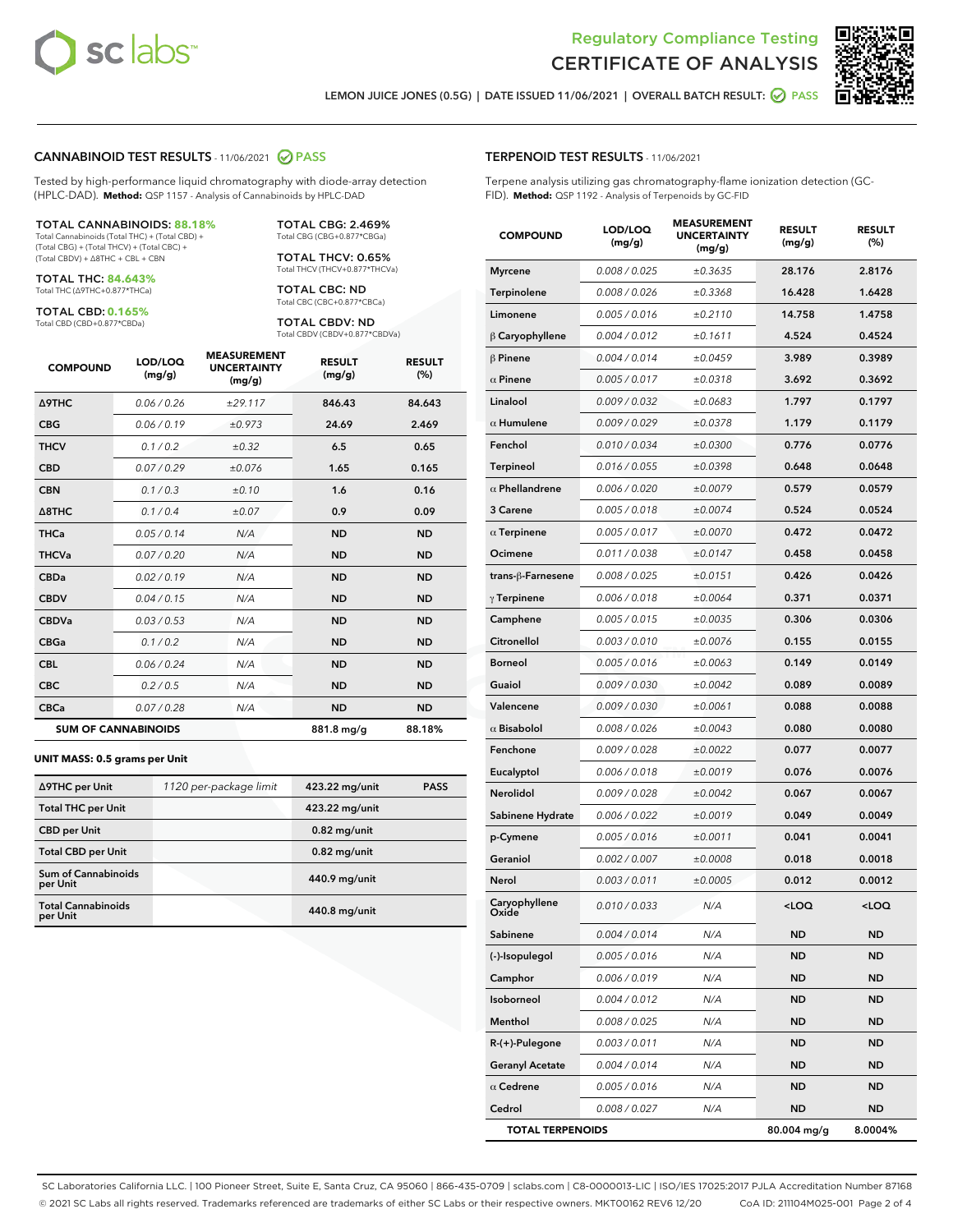# Regulatory Compliance Testing
# CERTIFICATE OF ANALYSIS

LEMON JUICE JONES (0.5G) | DATE ISSUED 11/06/2021 | OVERALL BATCH RESULT: PASS

## CANNABINOID TEST RESULTS - 11/06/2021 PASS

Tested by high-performance liquid chromatography with diode-array detection (HPLC-DAD). **Method:** QSP 1157 - Analysis of Cannabinoids by HPLC-DAD

**TOTAL CANNABINOIDS: 88.18%**
Total Cannabinoids (Total THC) + (Total CBD) + (Total CBG) + (Total THCV) + (Total CBC) + (Total CBDV) + Δ8THC + CBL + CBN

**TOTAL THC: 84.643%**
Total THC (Δ9THC+0.877*THCa)

**TOTAL CBD: 0.165%**
Total CBD (CBD+0.877*CBDa)

**TOTAL CBG: 2.469%**
Total CBG (CBG+0.877*CBGa)

**TOTAL THCV: 0.65%**
Total THCV (THCV+0.877*THCVa)

**TOTAL CBC: ND**
Total CBC (CBC+0.877*CBCa)

**TOTAL CBDV: ND**
Total CBDV (CBDV+0.877*CBDVa)

| COMPOUND | LOD/LOQ (mg/g) | MEASUREMENT UNCERTAINTY (mg/g) | RESULT (mg/g) | RESULT (%) |
|---|---|---|---|---|
| Δ9THC | 0.06 / 0.26 | ±29.117 | 846.43 | 84.643 |
| CBG | 0.06 / 0.19 | ±0.973 | 24.69 | 2.469 |
| THCV | 0.1 / 0.2 | ±0.32 | 6.5 | 0.65 |
| CBD | 0.07 / 0.29 | ±0.076 | 1.65 | 0.165 |
| CBN | 0.1 / 0.3 | ±0.10 | 1.6 | 0.16 |
| Δ8THC | 0.1 / 0.4 | ±0.07 | 0.9 | 0.09 |
| THCa | 0.05 / 0.14 | N/A | ND | ND |
| THCVa | 0.07 / 0.20 | N/A | ND | ND |
| CBDa | 0.02 / 0.19 | N/A | ND | ND |
| CBDV | 0.04 / 0.15 | N/A | ND | ND |
| CBDVa | 0.03 / 0.53 | N/A | ND | ND |
| CBGa | 0.1 / 0.2 | N/A | ND | ND |
| CBL | 0.06 / 0.24 | N/A | ND | ND |
| CBC | 0.2 / 0.5 | N/A | ND | ND |
| CBCa | 0.07 / 0.28 | N/A | ND | ND |
| **SUM OF CANNABINOIDS** | | | 881.8 mg/g | 88.18% |

**UNIT MASS: 0.5 grams per Unit**

| | | | |
|---|---|---|---|
| Δ9THC per Unit | 1120 per-package limit | 423.22 mg/unit | PASS |
| Total THC per Unit | | 423.22 mg/unit | |
| CBD per Unit | | 0.82 mg/unit | |
| Total CBD per Unit | | 0.82 mg/unit | |
| Sum of Cannabinoids per Unit | | 440.9 mg/unit | |
| Total Cannabinoids per Unit | | 440.8 mg/unit | |

## TERPENOID TEST RESULTS - 11/06/2021

Terpene analysis utilizing gas chromatography-flame ionization detection (GC-FID). **Method:** QSP 1192 - Analysis of Terpenoids by GC-FID

| COMPOUND | LOD/LOQ (mg/g) | MEASUREMENT UNCERTAINTY (mg/g) | RESULT (mg/g) | RESULT (%) |
|---|---|---|---|---|
| Myrcene | 0.008 / 0.025 | ±0.3635 | 28.176 | 2.8176 |
| Terpinolene | 0.008 / 0.026 | ±0.3368 | 16.428 | 1.6428 |
| Limonene | 0.005 / 0.016 | ±0.2110 | 14.758 | 1.4758 |
| β Caryophyllene | 0.004 / 0.012 | ±0.1611 | 4.524 | 0.4524 |
| β Pinene | 0.004 / 0.014 | ±0.0459 | 3.989 | 0.3989 |
| α Pinene | 0.005 / 0.017 | ±0.0318 | 3.692 | 0.3692 |
| Linalool | 0.009 / 0.032 | ±0.0683 | 1.797 | 0.1797 |
| α Humulene | 0.009 / 0.029 | ±0.0378 | 1.179 | 0.1179 |
| Fenchol | 0.010 / 0.034 | ±0.0300 | 0.776 | 0.0776 |
| Terpineol | 0.016 / 0.055 | ±0.0398 | 0.648 | 0.0648 |
| α Phellandrene | 0.006 / 0.020 | ±0.0079 | 0.579 | 0.0579 |
| 3 Carene | 0.005 / 0.018 | ±0.0074 | 0.524 | 0.0524 |
| α Terpinene | 0.005 / 0.017 | ±0.0070 | 0.472 | 0.0472 |
| Ocimene | 0.011 / 0.038 | ±0.0147 | 0.458 | 0.0458 |
| trans-β-Farnesene | 0.008 / 0.025 | ±0.0151 | 0.426 | 0.0426 |
| γ Terpinene | 0.006 / 0.018 | ±0.0064 | 0.371 | 0.0371 |
| Camphene | 0.005 / 0.015 | ±0.0035 | 0.306 | 0.0306 |
| Citronellol | 0.003 / 0.010 | ±0.0076 | 0.155 | 0.0155 |
| Borneol | 0.005 / 0.016 | ±0.0063 | 0.149 | 0.0149 |
| Guaiol | 0.009 / 0.030 | ±0.0042 | 0.089 | 0.0089 |
| Valencene | 0.009 / 0.030 | ±0.0061 | 0.088 | 0.0088 |
| α Bisabolol | 0.008 / 0.026 | ±0.0043 | 0.080 | 0.0080 |
| Fenchone | 0.009 / 0.028 | ±0.0022 | 0.077 | 0.0077 |
| Eucalyptol | 0.006 / 0.018 | ±0.0019 | 0.076 | 0.0076 |
| Nerolidol | 0.009 / 0.028 | ±0.0042 | 0.067 | 0.0067 |
| Sabinene Hydrate | 0.006 / 0.022 | ±0.0019 | 0.049 | 0.0049 |
| p-Cymene | 0.005 / 0.016 | ±0.0011 | 0.041 | 0.0041 |
| Geraniol | 0.002 / 0.007 | ±0.0008 | 0.018 | 0.0018 |
| Nerol | 0.003 / 0.011 | ±0.0005 | 0.012 | 0.0012 |
| Caryophyllene Oxide | 0.010 / 0.033 | N/A | <LOQ | <LOQ |
| Sabinene | 0.004 / 0.014 | N/A | ND | ND |
| (-)-Isopulegol | 0.005 / 0.016 | N/A | ND | ND |
| Camphor | 0.006 / 0.019 | N/A | ND | ND |
| Isoborneol | 0.004 / 0.012 | N/A | ND | ND |
| Menthol | 0.008 / 0.025 | N/A | ND | ND |
| R-(+)-Pulegone | 0.003 / 0.011 | N/A | ND | ND |
| Geranyl Acetate | 0.004 / 0.014 | N/A | ND | ND |
| α Cedrene | 0.005 / 0.016 | N/A | ND | ND |
| Cedrol | 0.008 / 0.027 | N/A | ND | ND |
| **TOTAL TERPENOIDS** | | | 80.004 mg/g | 8.0004% |

SC Laboratories California LLC. | 100 Pioneer Street, Suite E, Santa Cruz, CA 95060 | 866-435-0709 | sclabs.com | C8-0000013-LIC | ISO/IES 17025:2017 PJLA Accreditation Number 87168
© 2021 SC Labs all rights reserved. Trademarks referenced are trademarks of either SC Labs or their respective owners. MKT00162 REV6 12/20 CoA ID: 211104M025-001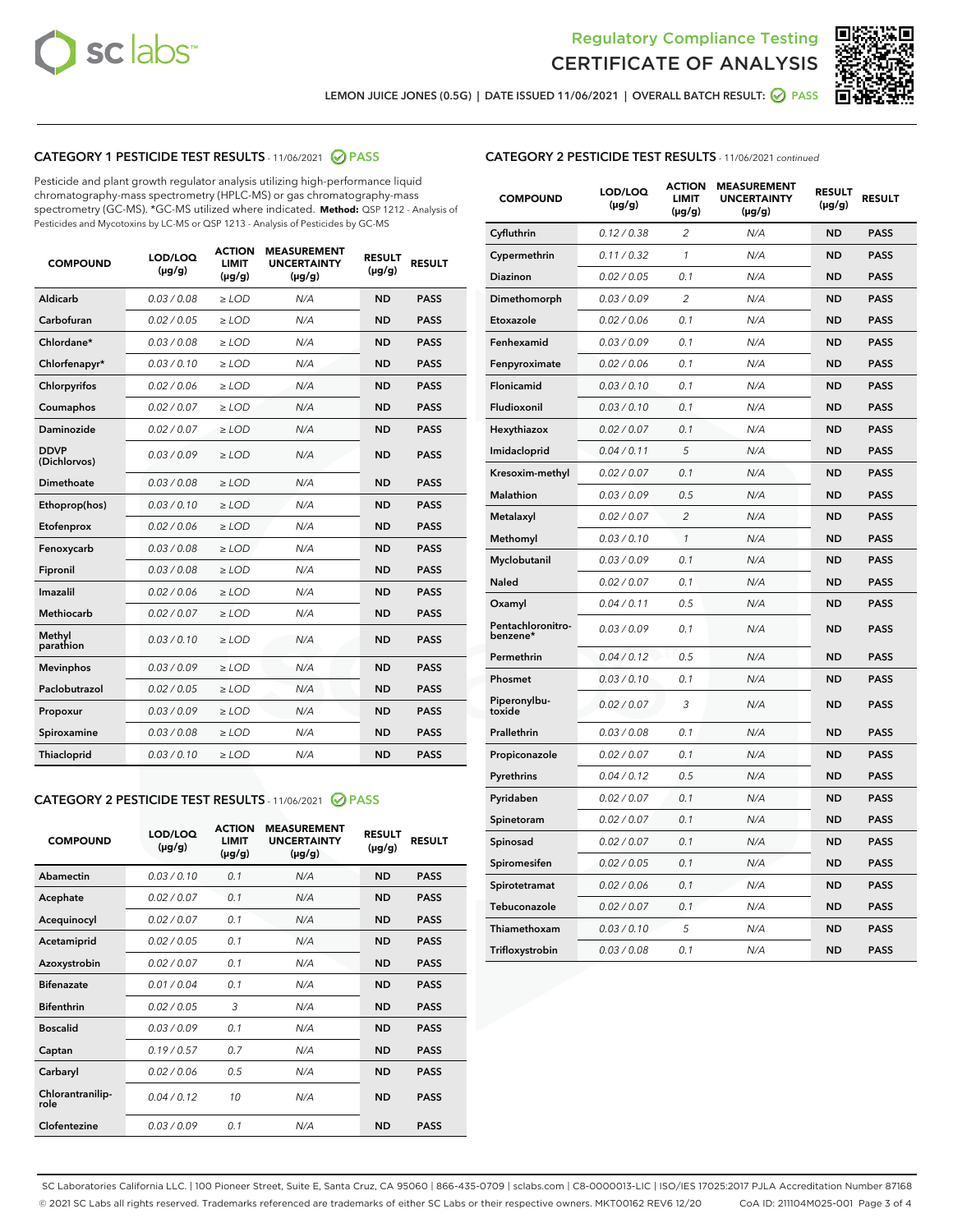Regulatory Compliance Testing
# CERTIFICATE OF ANALYSIS

LEMON JUICE JONES (0.5G) | DATE ISSUED 11/06/2021 | OVERALL BATCH RESULT: PASS

## CATEGORY 1 PESTICIDE TEST RESULTS - 11/06/2021 PASS

Pesticide and plant growth regulator analysis utilizing high-performance liquid chromatography-mass spectrometry (HPLC-MS) or gas chromatography-mass spectrometry (GC-MS). *GC-MS utilized where indicated. **Method:** QSP 1212 - Analysis of Pesticides and Mycotoxins by LC-MS or QSP 1213 - Analysis of Pesticides by GC-MS

| COMPOUND | LOD/LOQ (µg/g) | ACTION LIMIT (µg/g) | MEASUREMENT UNCERTAINTY (µg/g) | RESULT (µg/g) | RESULT |
|---|---|---|---|---|---|
| Aldicarb | 0.03 / 0.08 | ≥ LOD | N/A | ND | PASS |
| Carbofuran | 0.02 / 0.05 | ≥ LOD | N/A | ND | PASS |
| Chlordane* | 0.03 / 0.08 | ≥ LOD | N/A | ND | PASS |
| Chlorfenapyr* | 0.03 / 0.10 | ≥ LOD | N/A | ND | PASS |
| Chlorpyrifos | 0.02 / 0.06 | ≥ LOD | N/A | ND | PASS |
| Coumaphos | 0.02 / 0.07 | ≥ LOD | N/A | ND | PASS |
| Daminozide | 0.02 / 0.07 | ≥ LOD | N/A | ND | PASS |
| DDVP (Dichlorvos) | 0.03 / 0.09 | ≥ LOD | N/A | ND | PASS |
| Dimethoate | 0.03 / 0.08 | ≥ LOD | N/A | ND | PASS |
| Ethoprop(hos) | 0.03 / 0.10 | ≥ LOD | N/A | ND | PASS |
| Etofenprox | 0.02 / 0.06 | ≥ LOD | N/A | ND | PASS |
| Fenoxycarb | 0.03 / 0.08 | ≥ LOD | N/A | ND | PASS |
| Fipronil | 0.03 / 0.08 | ≥ LOD | N/A | ND | PASS |
| Imazalil | 0.02 / 0.06 | ≥ LOD | N/A | ND | PASS |
| Methiocarb | 0.02 / 0.07 | ≥ LOD | N/A | ND | PASS |
| Methyl parathion | 0.03 / 0.10 | ≥ LOD | N/A | ND | PASS |
| Mevinphos | 0.03 / 0.09 | ≥ LOD | N/A | ND | PASS |
| Paclobutrazol | 0.02 / 0.05 | ≥ LOD | N/A | ND | PASS |
| Propoxur | 0.03 / 0.09 | ≥ LOD | N/A | ND | PASS |
| Spiroxamine | 0.03 / 0.08 | ≥ LOD | N/A | ND | PASS |
| Thiacloprid | 0.03 / 0.10 | ≥ LOD | N/A | ND | PASS |

## CATEGORY 2 PESTICIDE TEST RESULTS - 11/06/2021 PASS

| COMPOUND | LOD/LOQ (µg/g) | ACTION LIMIT (µg/g) | MEASUREMENT UNCERTAINTY (µg/g) | RESULT (µg/g) | RESULT |
|---|---|---|---|---|---|
| Abamectin | 0.03 / 0.10 | 0.1 | N/A | ND | PASS |
| Acephate | 0.02 / 0.07 | 0.1 | N/A | ND | PASS |
| Acequinocyl | 0.02 / 0.07 | 0.1 | N/A | ND | PASS |
| Acetamiprid | 0.02 / 0.05 | 0.1 | N/A | ND | PASS |
| Azoxystrobin | 0.02 / 0.07 | 0.1 | N/A | ND | PASS |
| Bifenazate | 0.01 / 0.04 | 0.1 | N/A | ND | PASS |
| Bifenthrin | 0.02 / 0.05 | 3 | N/A | ND | PASS |
| Boscalid | 0.03 / 0.09 | 0.1 | N/A | ND | PASS |
| Captan | 0.19 / 0.57 | 0.7 | N/A | ND | PASS |
| Carbaryl | 0.02 / 0.06 | 0.5 | N/A | ND | PASS |
| Chlorantraniliprole | 0.04 / 0.12 | 10 | N/A | ND | PASS |
| Clofentezine | 0.03 / 0.09 | 0.1 | N/A | ND | PASS |
| Cyfluthrin | 0.12 / 0.38 | 2 | N/A | ND | PASS |
| Cypermethrin | 0.11 / 0.32 | 1 | N/A | ND | PASS |
| Diazinon | 0.02 / 0.05 | 0.1 | N/A | ND | PASS |
| Dimethomorph | 0.03 / 0.09 | 2 | N/A | ND | PASS |
| Etoxazole | 0.02 / 0.06 | 0.1 | N/A | ND | PASS |
| Fenhexamid | 0.03 / 0.09 | 0.1 | N/A | ND | PASS |
| Fenpyroximate | 0.02 / 0.06 | 0.1 | N/A | ND | PASS |
| Flonicamid | 0.03 / 0.10 | 0.1 | N/A | ND | PASS |
| Fludioxonil | 0.03 / 0.10 | 0.1 | N/A | ND | PASS |
| Hexythiazox | 0.02 / 0.07 | 0.1 | N/A | ND | PASS |
| Imidacloprid | 0.04 / 0.11 | 5 | N/A | ND | PASS |
| Kresoxim-methyl | 0.02 / 0.07 | 0.1 | N/A | ND | PASS |
| Malathion | 0.03 / 0.09 | 0.5 | N/A | ND | PASS |
| Metalaxyl | 0.02 / 0.07 | 2 | N/A | ND | PASS |
| Methomyl | 0.03 / 0.10 | 1 | N/A | ND | PASS |
| Myclobutanil | 0.03 / 0.09 | 0.1 | N/A | ND | PASS |
| Naled | 0.02 / 0.07 | 0.1 | N/A | ND | PASS |
| Oxamyl | 0.04 / 0.11 | 0.5 | N/A | ND | PASS |
| Pentachloronitrobenzene* | 0.03 / 0.09 | 0.1 | N/A | ND | PASS |
| Permethrin | 0.04 / 0.12 | 0.5 | N/A | ND | PASS |
| Phosmet | 0.03 / 0.10 | 0.1 | N/A | ND | PASS |
| Piperonylbutoxide | 0.02 / 0.07 | 3 | N/A | ND | PASS |
| Prallethrin | 0.03 / 0.08 | 0.1 | N/A | ND | PASS |
| Propiconazole | 0.02 / 0.07 | 0.1 | N/A | ND | PASS |
| Pyrethrins | 0.04 / 0.12 | 0.5 | N/A | ND | PASS |
| Pyridaben | 0.02 / 0.07 | 0.1 | N/A | ND | PASS |
| Spinetoram | 0.02 / 0.07 | 0.1 | N/A | ND | PASS |
| Spinosad | 0.02 / 0.07 | 0.1 | N/A | ND | PASS |
| Spiromesifen | 0.02 / 0.05 | 0.1 | N/A | ND | PASS |
| Spirotetramat | 0.02 / 0.06 | 0.1 | N/A | ND | PASS |
| Tebuconazole | 0.02 / 0.07 | 0.1 | N/A | ND | PASS |
| Thiamethoxam | 0.03 / 0.10 | 5 | N/A | ND | PASS |
| Trifloxystrobin | 0.03 / 0.08 | 0.1 | N/A | ND | PASS |

SC Laboratories California LLC. | 100 Pioneer Street, Suite E, Santa Cruz, CA 95060 | 866-435-0709 | sclabs.com | C8-0000013-LIC | ISO/IES 17025:2017 PJLA Accreditation Number 87168
© 2021 SC Labs all rights reserved. Trademarks referenced are trademarks of either SC Labs or their respective owners. MKT00162 REV6 12/20 CoA ID: 211104M025-001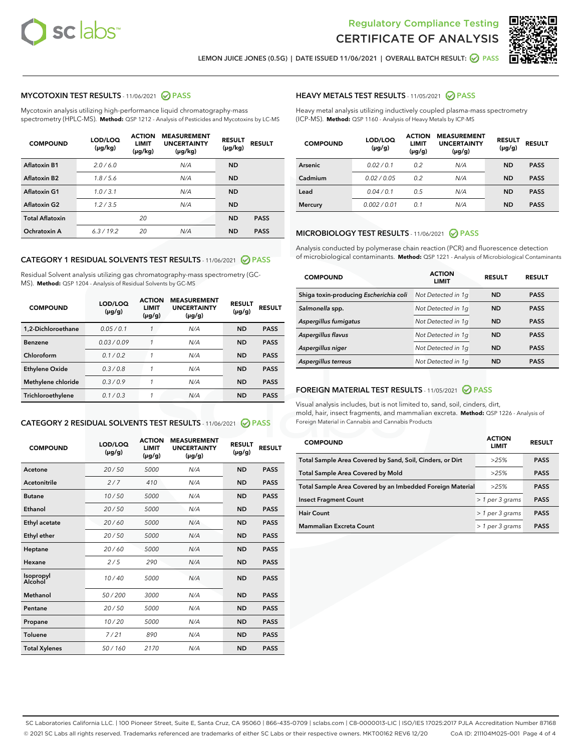Regulatory Compliance Testing
CERTIFICATE OF ANALYSIS

LEMON JUICE JONES (0.5G) | DATE ISSUED 11/06/2021 | OVERALL BATCH RESULT: PASS

## MYCOTOXIN TEST RESULTS - 11/06/2021 PASS

Mycotoxin analysis utilizing high-performance liquid chromatography-mass spectrometry (HPLC-MS). **Method:** QSP 1212 - Analysis of Pesticides and Mycotoxins by LC-MS

| COMPOUND | LOD/LOQ (µg/kg) | ACTION LIMIT (µg/kg) | MEASUREMENT UNCERTAINTY (µg/kg) | RESULT (µg/kg) | RESULT |
|---|---|---|---|---|---|
| Aflatoxin B1 | 2.0 / 6.0 | | N/A | ND | |
| Aflatoxin B2 | 1.8 / 5.6 | | N/A | ND | |
| Aflatoxin G1 | 1.0 / 3.1 | | N/A | ND | |
| Aflatoxin G2 | 1.2 / 3.5 | | N/A | ND | |
| Total Aflatoxin | | 20 | | ND | PASS |
| Ochratoxin A | 6.3 / 19.2 | 20 | N/A | ND | PASS |

## CATEGORY 1 RESIDUAL SOLVENTS TEST RESULTS - 11/06/2021 PASS

Residual Solvent analysis utilizing gas chromatography-mass spectrometry (GC-MS). **Method:** QSP 1204 - Analysis of Residual Solvents by GC-MS

| COMPOUND | LOD/LOQ (µg/g) | ACTION LIMIT (µg/g) | MEASUREMENT UNCERTAINTY (µg/g) | RESULT (µg/g) | RESULT |
|---|---|---|---|---|---|
| 1,2-Dichloroethane | 0.05 / 0.1 | 1 | N/A | ND | PASS |
| Benzene | 0.03 / 0.09 | 1 | N/A | ND | PASS |
| Chloroform | 0.1 / 0.2 | 1 | N/A | ND | PASS |
| Ethylene Oxide | 0.3 / 0.8 | 1 | N/A | ND | PASS |
| Methylene chloride | 0.3 / 0.9 | 1 | N/A | ND | PASS |
| Trichloroethylene | 0.1 / 0.3 | 1 | N/A | ND | PASS |

## CATEGORY 2 RESIDUAL SOLVENTS TEST RESULTS - 11/06/2021 PASS

| COMPOUND | LOD/LOQ (µg/g) | ACTION LIMIT (µg/g) | MEASUREMENT UNCERTAINTY (µg/g) | RESULT (µg/g) | RESULT |
|---|---|---|---|---|---|
| Acetone | 20 / 50 | 5000 | N/A | ND | PASS |
| Acetonitrile | 2 / 7 | 410 | N/A | ND | PASS |
| Butane | 10 / 50 | 5000 | N/A | ND | PASS |
| Ethanol | 20 / 50 | 5000 | N/A | ND | PASS |
| Ethyl acetate | 20 / 60 | 5000 | N/A | ND | PASS |
| Ethyl ether | 20 / 50 | 5000 | N/A | ND | PASS |
| Heptane | 20 / 60 | 5000 | N/A | ND | PASS |
| Hexane | 2 / 5 | 290 | N/A | ND | PASS |
| Isopropyl Alcohol | 10 / 40 | 5000 | N/A | ND | PASS |
| Methanol | 50 / 200 | 3000 | N/A | ND | PASS |
| Pentane | 20 / 50 | 5000 | N/A | ND | PASS |
| Propane | 10 / 20 | 5000 | N/A | ND | PASS |
| Toluene | 7 / 21 | 890 | N/A | ND | PASS |
| Total Xylenes | 50 / 160 | 2170 | N/A | ND | PASS |

## HEAVY METALS TEST RESULTS - 11/05/2021 PASS

Heavy metal analysis utilizing inductively coupled plasma-mass spectrometry (ICP-MS). **Method:** QSP 1160 - Analysis of Heavy Metals by ICP-MS

| COMPOUND | LOD/LOQ (µg/g) | ACTION LIMIT (µg/g) | MEASUREMENT UNCERTAINTY (µg/g) | RESULT (µg/g) | RESULT |
|---|---|---|---|---|---|
| Arsenic | 0.02 / 0.1 | 0.2 | N/A | ND | PASS |
| Cadmium | 0.02 / 0.05 | 0.2 | N/A | ND | PASS |
| Lead | 0.04 / 0.1 | 0.5 | N/A | ND | PASS |
| Mercury | 0.002 / 0.01 | 0.1 | N/A | ND | PASS |

## MICROBIOLOGY TEST RESULTS - 11/06/2021 PASS

Analysis conducted by polymerase chain reaction (PCR) and fluorescence detection of microbiological contaminants. **Method:** QSP 1221 - Analysis of Microbiological Contaminants

| COMPOUND | ACTION LIMIT | RESULT | RESULT |
|---|---|---|---|
| Shiga toxin-producing *Escherichia coli* | Not Detected in 1g | ND | PASS |
| *Salmonella* spp. | Not Detected in 1g | ND | PASS |
| *Aspergillus fumigatus* | Not Detected in 1g | ND | PASS |
| *Aspergillus flavus* | Not Detected in 1g | ND | PASS |
| *Aspergillus niger* | Not Detected in 1g | ND | PASS |
| *Aspergillus terreus* | Not Detected in 1g | ND | PASS |

## FOREIGN MATERIAL TEST RESULTS - 11/05/2021 PASS

Visual analysis includes, but is not limited to, sand, soil, cinders, dirt, mold, hair, insect fragments, and mammalian excreta. **Method:** QSP 1226 - Analysis of Foreign Material in Cannabis and Cannabis Products

| COMPOUND | ACTION LIMIT | RESULT |
|---|---|---|
| Total Sample Area Covered by Sand, Soil, Cinders, or Dirt | >25% | PASS |
| Total Sample Area Covered by Mold | >25% | PASS |
| Total Sample Area Covered by an Imbedded Foreign Material | >25% | PASS |
| Insect Fragment Count | > 1 per 3 grams | PASS |
| Hair Count | > 1 per 3 grams | PASS |
| Mammalian Excreta Count | > 1 per 3 grams | PASS |

SC Laboratories California LLC. | 100 Pioneer Street, Suite E, Santa Cruz, CA 95060 | 866-435-0709 | sclabs.com | C8-0000013-LIC | ISO/IES 17025:2017 PJLA Accreditation Number 87168
© 2021 SC Labs all rights reserved. Trademarks referenced are trademarks of either SC Labs or their respective owners. MKT00162 REV6 12/20 CoA ID: 211104M025-001